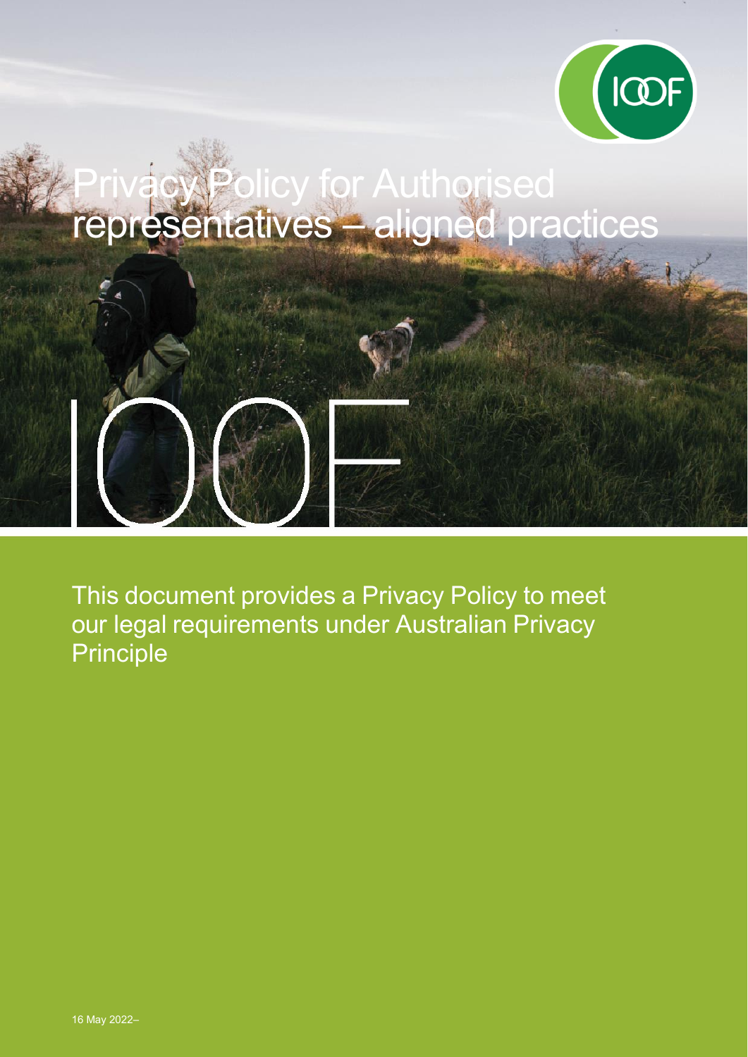# Privacy Policy for Authorised representatives – aligned practices

This document provides a Privacy Policy to meet our legal requirements under Australian Privacy Principle

16 May 2022–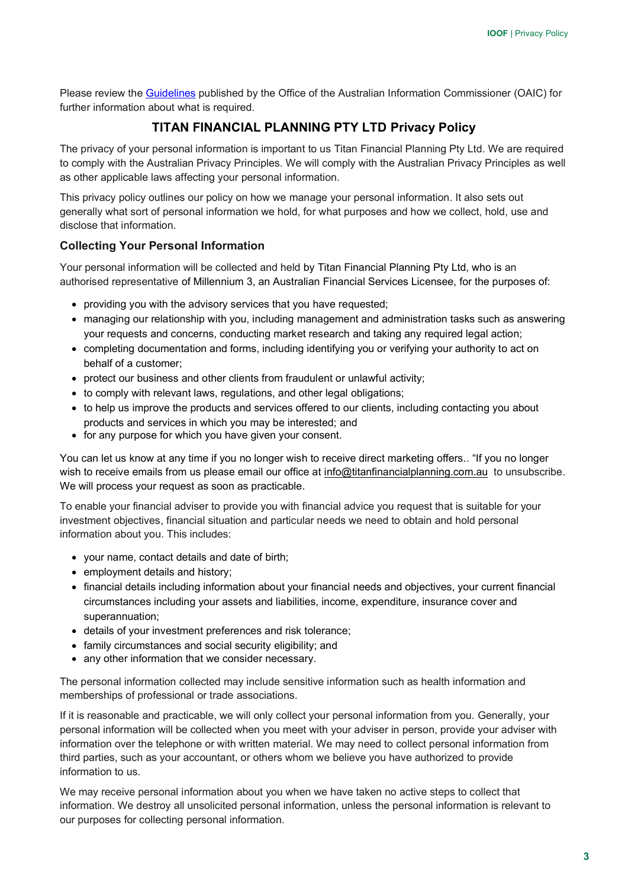Please review the Guidelines published by the Office of the Australian Information Commissioner (OAIC) for further information about what is required.

## TITAN FINANCIAL PLANNING PTY LTD Privacy Policy

The privacy of your personal information is important to us Titan Financial Planning Pty Ltd. We are required to comply with the Australian Privacy Principles. We will comply with the Australian Privacy Principles as well as other applicable laws affecting your personal information.

This privacy policy outlines our policy on how we manage your personal information. It also sets out generally what sort of personal information we hold, for what purposes and how we collect, hold, use and disclose that information.

### Collecting Your Personal Information

Your personal information will be collected and held by Titan Financial Planning Pty Ltd, who is an authorised representative of Millennium 3, an Australian Financial Services Licensee, for the purposes of:

- providing you with the advisory services that you have requested;
- managing our relationship with you, including management and administration tasks such as answering your requests and concerns, conducting market research and taking any required legal action;
- completing documentation and forms, including identifying you or verifying your authority to act on behalf of a customer;
- protect our business and other clients from fraudulent or unlawful activity;
- to comply with relevant laws, regulations, and other legal obligations;
- to help us improve the products and services offered to our clients, including contacting you about products and services in which you may be interested; and
- for any purpose for which you have given your consent.

You can let us know at any time if you no longer wish to receive direct marketing offers.. "If you no longer wish to receive emails from us please email our office at info@titanfinancialplanning.com.au to unsubscribe. We will process your request as soon as practicable.

To enable your financial adviser to provide you with financial advice you request that is suitable for your investment objectives, financial situation and particular needs we need to obtain and hold personal information about you. This includes:

- your name, contact details and date of birth;
- employment details and history;
- financial details including information about your financial needs and objectives, your current financial circumstances including your assets and liabilities, income, expenditure, insurance cover and superannuation;
- details of your investment preferences and risk tolerance;
- family circumstances and social security eligibility; and
- any other information that we consider necessary.

The personal information collected may include sensitive information such as health information and memberships of professional or trade associations.

If it is reasonable and practicable, we will only collect your personal information from you. Generally, your personal information will be collected when you meet with your adviser in person, provide your adviser with information over the telephone or with written material. We may need to collect personal information from third parties, such as your accountant, or others whom we believe you have authorized to provide information to us.

We may receive personal information about you when we have taken no active steps to collect that information. We destroy all unsolicited personal information, unless the personal information is relevant to our purposes for collecting personal information.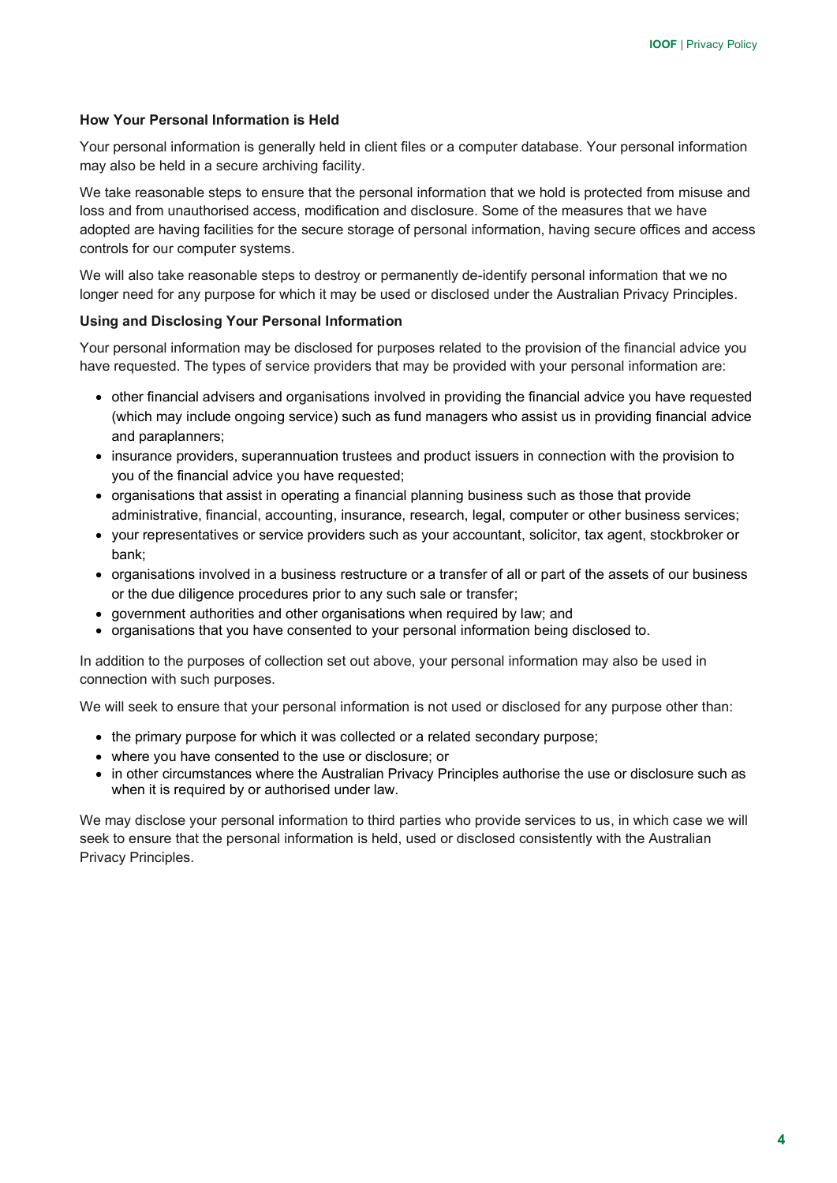**How Your Personal Information is Held**

Your personal information is generally held in client files or a computer database. Your personal information may also be held in a secure archiving facility.

We take reasonable steps to ensure that the personal information that we hold is protected from misuse and loss and from unauthorised access, modification and disclosure. Some of the measures that we have adopted are having facilities for the secure storage of personal information, having secure offices and access controls for our computer systems.

We will also take reasonable steps to destroy or permanently de-identify personal information that we no longer need for any purpose for which it may be used or disclosed under the Australian Privacy Principles.

**Using and Disclosing Your Personal Information**

Your personal information may be disclosed for purposes related to the provision of the financial advice you have requested. The types of service providers that may be provided with your personal information are:

- other financial advisers and organisations involved in providing the financial advice you have requested (which may include ongoing service) such as fund managers who assist us in providing financial advice and paraplanners;
- insurance providers, superannuation trustees and product issuers in connection with the provision to you of the financial advice you have requested;
- organisations that assist in operating a financial planning business such as those that provide administrative, financial, accounting, insurance, research, legal, computer or other business services;
- your representatives or service providers such as your accountant, solicitor, tax agent, stockbroker or bank;
- organisations involved in a business restructure or a transfer of all or part of the assets of our business or the due diligence procedures prior to any such sale or transfer;
- government authorities and other organisations when required by law; and
- organisations that you have consented to your personal information being disclosed to.

In addition to the purposes of collection set out above, your personal information may also be used in connection with such purposes.

We will seek to ensure that your personal information is not used or disclosed for any purpose other than:

- the primary purpose for which it was collected or a related secondary purpose;
- where you have consented to the use or disclosure; or
- in other circumstances where the Australian Privacy Principles authorise the use or disclosure such as when it is required by or authorised under law.

We may disclose your personal information to third parties who provide services to us, in which case we will seek to ensure that the personal information is held, used or disclosed consistently with the Australian Privacy Principles.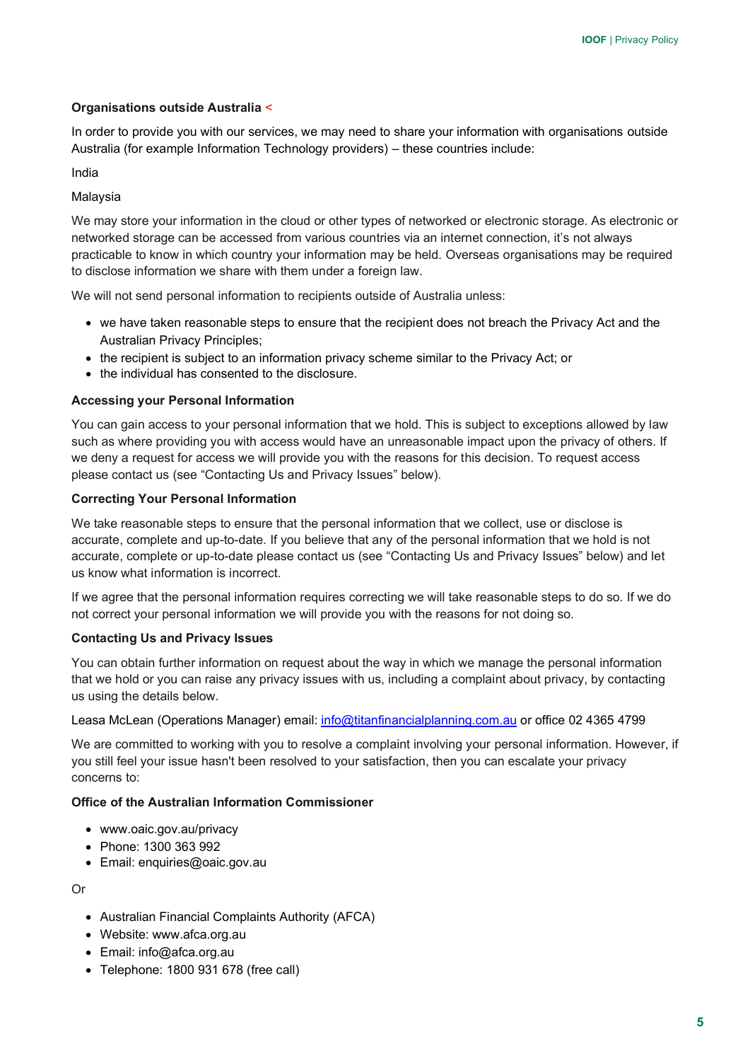### Organisations outside Australia <

In order to provide you with our services, we may need to share your information with organisations outside Australia (for example Information Technology providers) – these countries include:

India

Malaysia

We may store your information in the cloud or other types of networked or electronic storage. As electronic or networked storage can be accessed from various countries via an internet connection, it's not always practicable to know in which country your information may be held. Overseas organisations may be required to disclose information we share with them under a foreign law.

We will not send personal information to recipients outside of Australia unless:

- we have taken reasonable steps to ensure that the recipient does not breach the Privacy Act and the Australian Privacy Principles;
- the recipient is subject to an information privacy scheme similar to the Privacy Act; or
- the individual has consented to the disclosure.

### Accessing your Personal Information

You can gain access to your personal information that we hold. This is subject to exceptions allowed by law such as where providing you with access would have an unreasonable impact upon the privacy of others. If we deny a request for access we will provide you with the reasons for this decision. To request access please contact us (see "Contacting Us and Privacy Issues" below).

### Correcting Your Personal Information

We take reasonable steps to ensure that the personal information that we collect, use or disclose is accurate, complete and up-to-date. If you believe that any of the personal information that we hold is not accurate, complete or up-to-date please contact us (see "Contacting Us and Privacy Issues" below) and let us know what information is incorrect.

If we agree that the personal information requires correcting we will take reasonable steps to do so. If we do not correct your personal information we will provide you with the reasons for not doing so.

### Contacting Us and Privacy Issues

You can obtain further information on request about the way in which we manage the personal information that we hold or you can raise any privacy issues with us, including a complaint about privacy, by contacting us using the details below.

Leasa McLean (Operations Manager) email: info@titanfinancialplanning.com.au or office 02 4365 4799

We are committed to working with you to resolve a complaint involving your personal information. However, if you still feel your issue hasn't been resolved to your satisfaction, then you can escalate your privacy concerns to:

### Office of the Australian Information Commissioner

- www.oaic.gov.au/privacy
- Phone: 1300 363 992
- Email: enquiries@oaic.gov.au

Or

- Australian Financial Complaints Authority (AFCA)
- Website: www.afca.org.au
- Email: info@afca.org.au
- Telephone: 1800 931 678 (free call)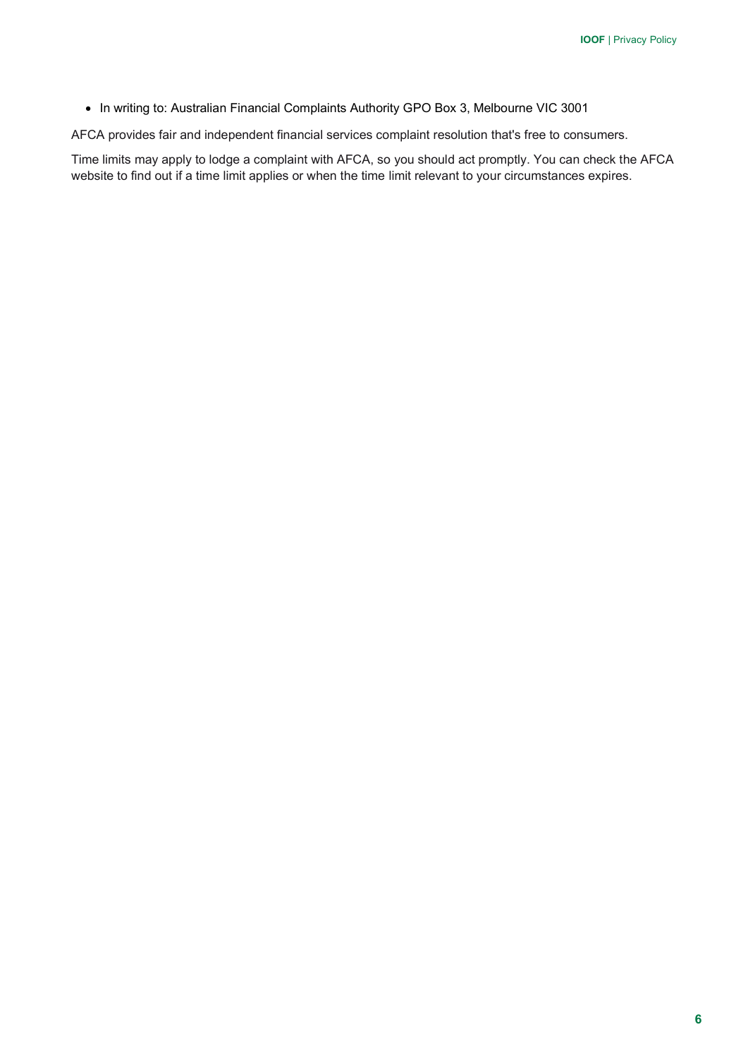- In writing to: Australian Financial Complaints Authority GPO Box 3, Melbourne VIC 3001

AFCA provides fair and independent financial services complaint resolution that's free to consumers.

Time limits may apply to lodge a complaint with AFCA, so you should act promptly. You can check the AFCA website to find out if a time limit applies or when the time limit relevant to your circumstances expires.